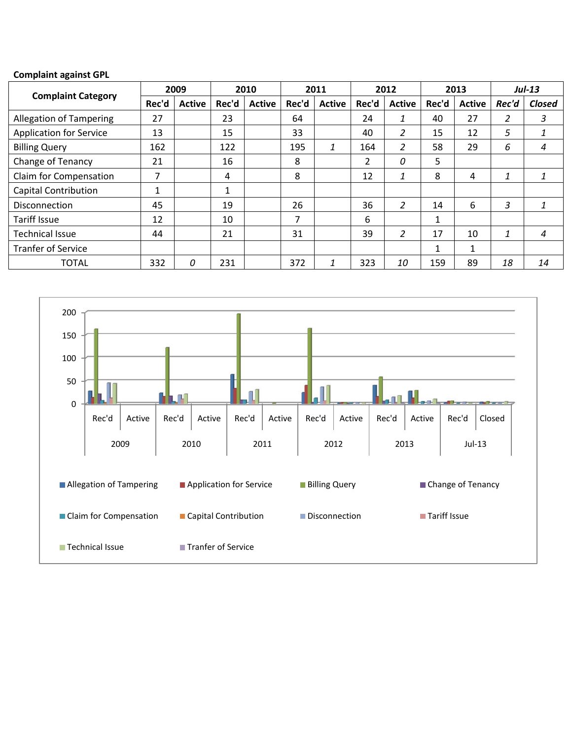**Complaint against GPL**

| Complaint Category | 2009 | | 2010 | | 2011 | | 2012 | | 2013 | | *Jul-13* | |
|---|---|---|---|---|---|---|---|---|---|---|---|---|
| | Rec'd | Active | Rec'd | Active | Rec'd | Active | Rec'd | Active | Rec'd | Active | *Rec'd* | *Closed* |
| Allegation of Tampering | 27 | | 23 | | 64 | | 24 | *1* | 40 | 27 | *2* | *3* |
| Application for Service | 13 | | 15 | | 33 | | 40 | *2* | 15 | 12 | *5* | *1* |
| Billing Query | 162 | | 122 | | 195 | *1* | 164 | *2* | 58 | 29 | *6* | *4* |
| Change of Tenancy | 21 | | 16 | | 8 | | 2 | *0* | 5 | | | |
| Claim for Compensation | 7 | | 4 | | 8 | | 12 | *1* | 8 | 4 | *1* | *1* |
| Capital Contribution | 1 | | 1 | | | | | | | | | |
| Disconnection | 45 | | 19 | | 26 | | 36 | *2* | 14 | 6 | *3* | *1* |
| Tariff Issue | 12 | | 10 | | 7 | | 6 | | 1 | | | |
| Technical Issue | 44 | | 21 | | 31 | | 39 | *2* | 17 | 10 | *1* | *4* |
| Tranfer of Service | | | | | | | | | 1 | 1 | | |
| TOTAL | 332 | *0* | 231 | | 372 | *1* | 323 | *10* | 159 | 89 | *18* | *14* |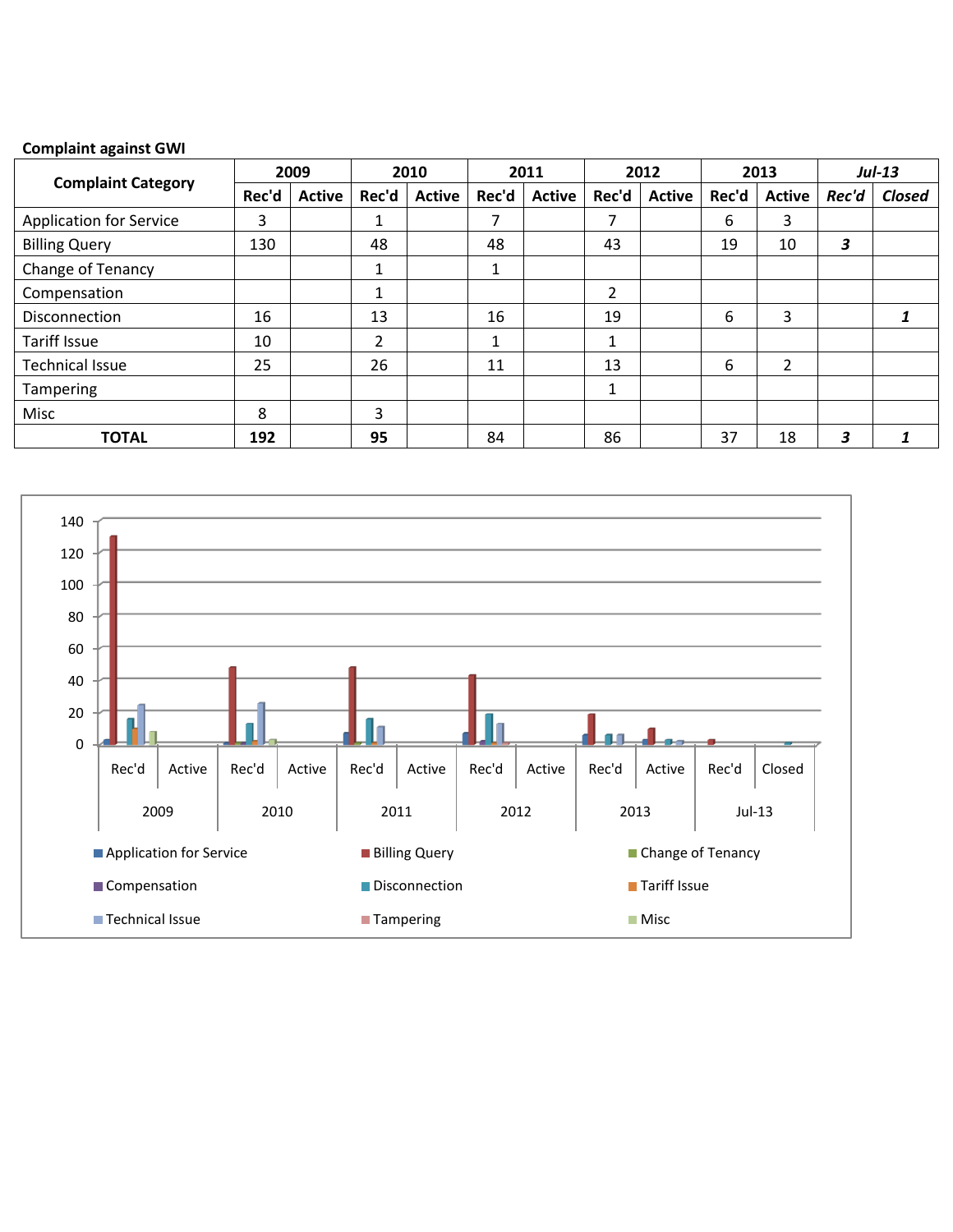**Complaint against GWI**

| Complaint Category | 2009 | | 2010 | | 2011 | | 2012 | | 2013 | | *Jul-13* | |
|---|---|---|---|---|---|---|---|---|---|---|---|---|
| | **Rec'd** | **Active** | **Rec'd** | **Active** | **Rec'd** | **Active** | **Rec'd** | **Active** | **Rec'd** | **Active** | ***Rec'd*** | ***Closed*** |
| Application for Service | 3 | | 1 | | 7 | | 7 | | 6 | 3 | | |
| Billing Query | 130 | | 48 | | 48 | | 43 | | 19 | 10 | ***3*** | |
| Change of Tenancy | | | 1 | | 1 | | | | | | | |
| Compensation | | | 1 | | | | 2 | | | | | |
| Disconnection | 16 | | 13 | | 16 | | 19 | | 6 | 3 | | ***1*** |
| Tariff Issue | 10 | | 2 | | 1 | | 1 | | | | | |
| Technical Issue | 25 | | 26 | | 11 | | 13 | | 6 | 2 | | |
| Tampering | | | | | | | 1 | | | | | |
| Misc | 8 | | 3 | | | | | | | | | |
| **TOTAL** | **192** | | **95** | | 84 | | 86 | | 37 | 18 | ***3*** | ***1*** |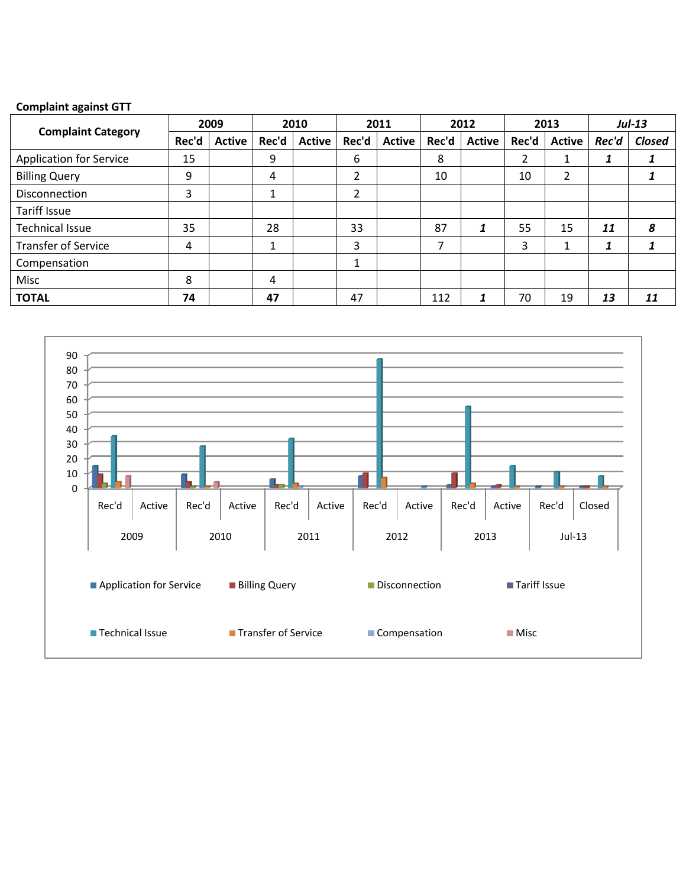**Complaint against GTT**

| Complaint Category | 2009 | | 2010 | | 2011 | | 2012 | | 2013 | | *Jul-13* | |
|---|---|---|---|---|---|---|---|---|---|---|---|---|
| | Rec'd | Active | Rec'd | Active | Rec'd | Active | Rec'd | Active | Rec'd | Active | *Rec'd* | *Closed* |
| Application for Service | 15 | | 9 | | 6 | | 8 | | 2 | 1 | ***1*** | ***1*** |
| Billing Query | 9 | | 4 | | 2 | | 10 | | 10 | 2 | | ***1*** |
| Disconnection | 3 | | 1 | | 2 | | | | | | | |
| Tariff Issue | | | | | | | | | | | | |
| Technical Issue | 35 | | 28 | | 33 | | 87 | ***1*** | 55 | 15 | ***11*** | ***8*** |
| Transfer of Service | 4 | | 1 | | 3 | | 7 | | 3 | 1 | ***1*** | ***1*** |
| Compensation | | | | | 1 | | | | | | | |
| Misc | 8 | | 4 | | | | | | | | | |
| **TOTAL** | **74** | | **47** | | 47 | | 112 | ***1*** | 70 | 19 | ***13*** | ***11*** |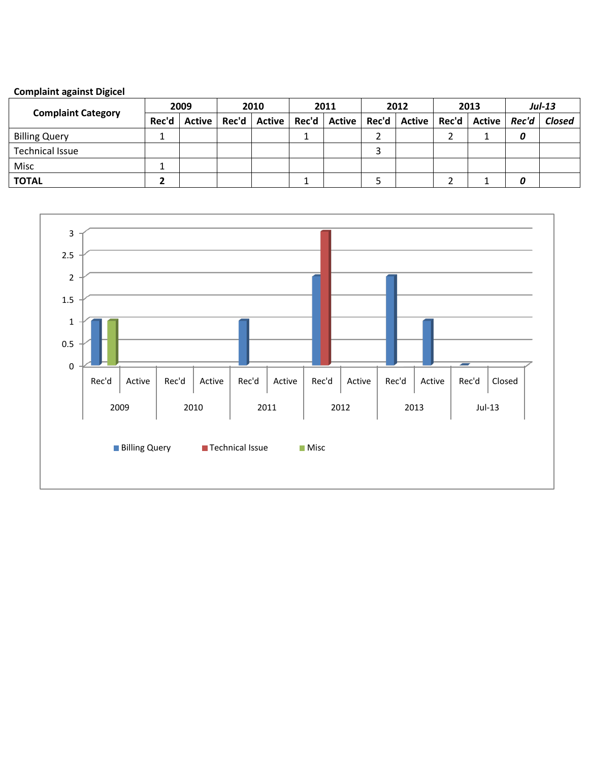**Complaint against Digicel**

| Complaint Category | 2009 | | 2010 | | 2011 | | 2012 | | 2013 | | *Jul-13* | |
|---|---|---|---|---|---|---|---|---|---|---|---|---|
| | Rec'd | Active | Rec'd | Active | Rec'd | Active | Rec'd | Active | Rec'd | Active | *Rec'd* | *Closed* |
| Billing Query | 1 | | | | 1 | | 2 | | 2 | 1 | *0* | |
| Technical Issue | | | | | | | 3 | | | | | |
| Misc | 1 | | | | | | | | | | | |
| **TOTAL** | **2** | | | | 1 | | 5 | | 2 | 1 | ***0*** | |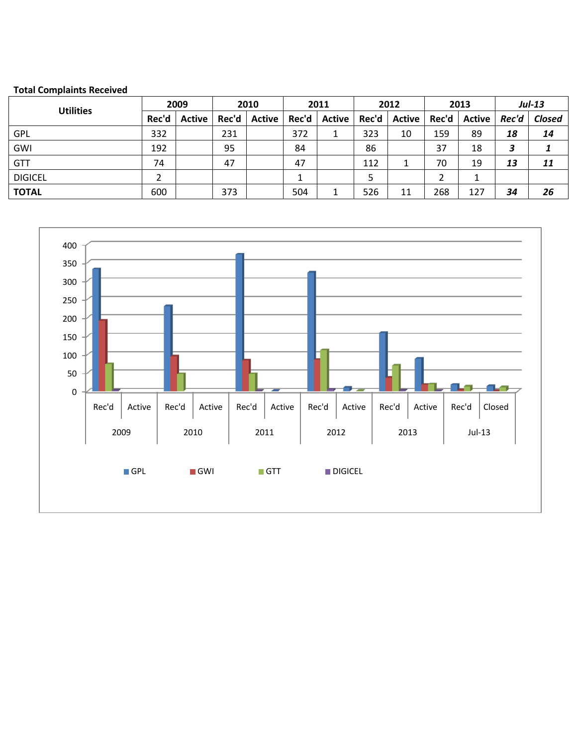**Total Complaints Received**

| Utilities | 2009 | | 2010 | | 2011 | | 2012 | | 2013 | | *Jul-13* | |
|---|---|---|---|---|---|---|---|---|---|---|---|---|
| | Rec'd | Active | Rec'd | Active | Rec'd | Active | Rec'd | Active | Rec'd | Active | *Rec'd* | *Closed* |
| GPL | 332 | | 231 | | 372 | 1 | 323 | 10 | 159 | 89 | ***18*** | ***14*** |
| GWI | 192 | | 95 | | 84 | | 86 | | 37 | 18 | ***3*** | ***1*** |
| GTT | 74 | | 47 | | 47 | | 112 | 1 | 70 | 19 | ***13*** | ***11*** |
| DIGICEL | 2 | | | | 1 | | 5 | | 2 | 1 | | |
| **TOTAL** | 600 | | 373 | | 504 | 1 | 526 | 11 | 268 | 127 | ***34*** | ***26*** |

400
350
300
250
200
150
100
50
0

Rec'd Active Rec'd Active Rec'd Active Rec'd Active Rec'd Active Rec'd Closed

2009 2010 2011 2012 2013 Jul-13

GPL GWI GTT DIGICEL